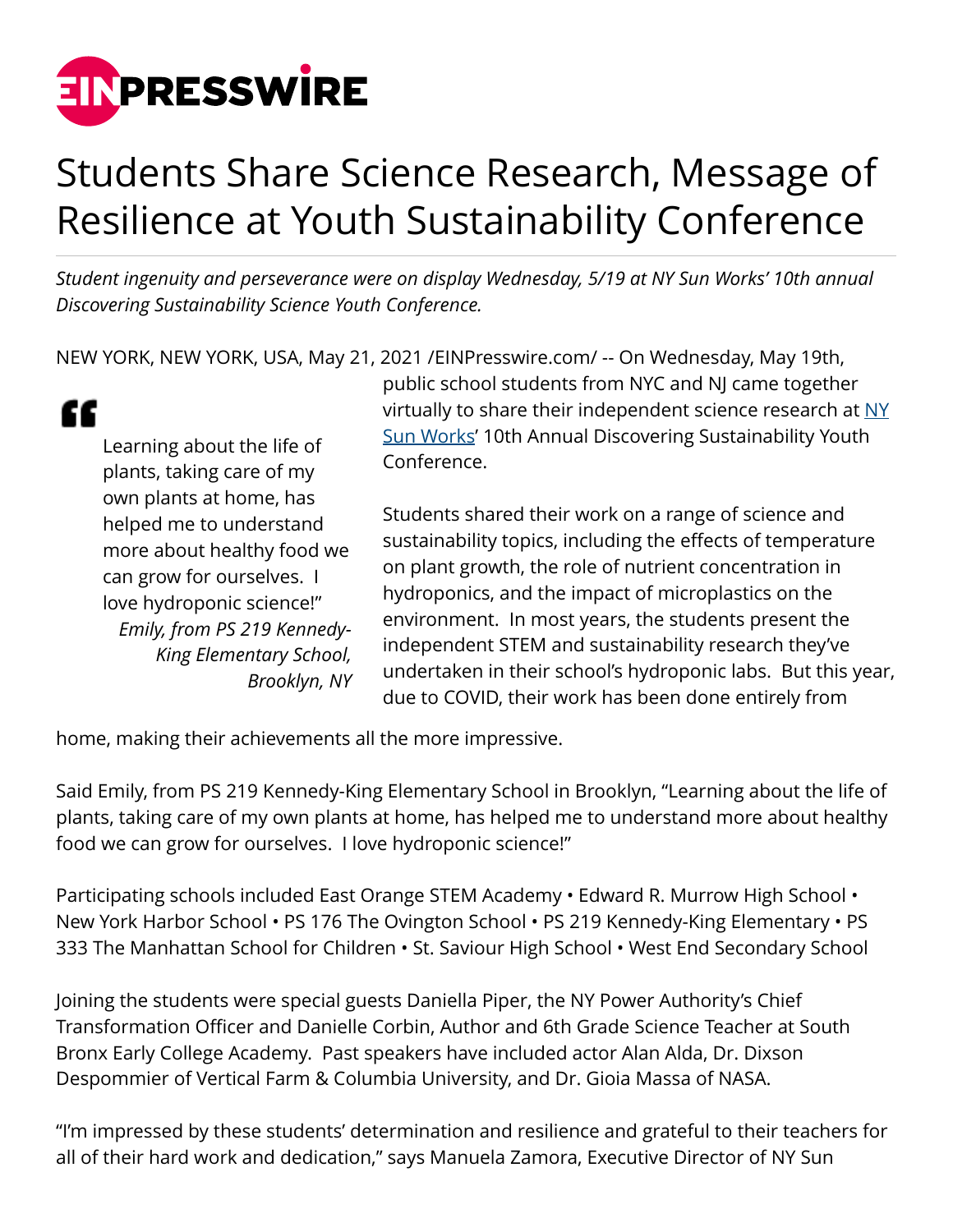# Students Share Science Research, Message of Resilience at Youth Sustainability Conference

*Student ingenuity and perseverance were on display Wednesday, 5/19 at NY Sun Works' 10th annual Discovering Sustainability Science Youth Conference.*

NEW YORK, NEW YORK, USA, May 21, 2021 /EINPresswire.com/ -- On Wednesday, May 19th, public school students from NYC and NJ came together virtually to share their independent science research at [NY Sun Works](NY Sun Works)' 10th Annual Discovering Sustainability Youth Conference.

> "Learning about the life of plants, taking care of my own plants at home, has helped me to understand more about healthy food we can grow for ourselves. I love hydroponic science!"
> *Emily, from PS 219 Kennedy-King Elementary School, Brooklyn, NY*

Students shared their work on a range of science and sustainability topics, including the effects of temperature on plant growth, the role of nutrient concentration in hydroponics, and the impact of microplastics on the environment. In most years, the students present the independent STEM and sustainability research they've undertaken in their school's hydroponic labs. But this year, due to COVID, their work has been done entirely from home, making their achievements all the more impressive.

Said Emily, from PS 219 Kennedy-King Elementary School in Brooklyn, "Learning about the life of plants, taking care of my own plants at home, has helped me to understand more about healthy food we can grow for ourselves. I love hydroponic science!"

Participating schools included East Orange STEM Academy • Edward R. Murrow High School • New York Harbor School • PS 176 The Ovington School • PS 219 Kennedy-King Elementary • PS 333 The Manhattan School for Children • St. Saviour High School • West End Secondary School

Joining the students were special guests Daniella Piper, the NY Power Authority's Chief Transformation Officer and Danielle Corbin, Author and 6th Grade Science Teacher at South Bronx Early College Academy. Past speakers have included actor Alan Alda, Dr. Dixson Despommier of Vertical Farm & Columbia University, and Dr. Gioia Massa of NASA.

"I'm impressed by these students' determination and resilience and grateful to their teachers for all of their hard work and dedication," says Manuela Zamora, Executive Director of NY Sun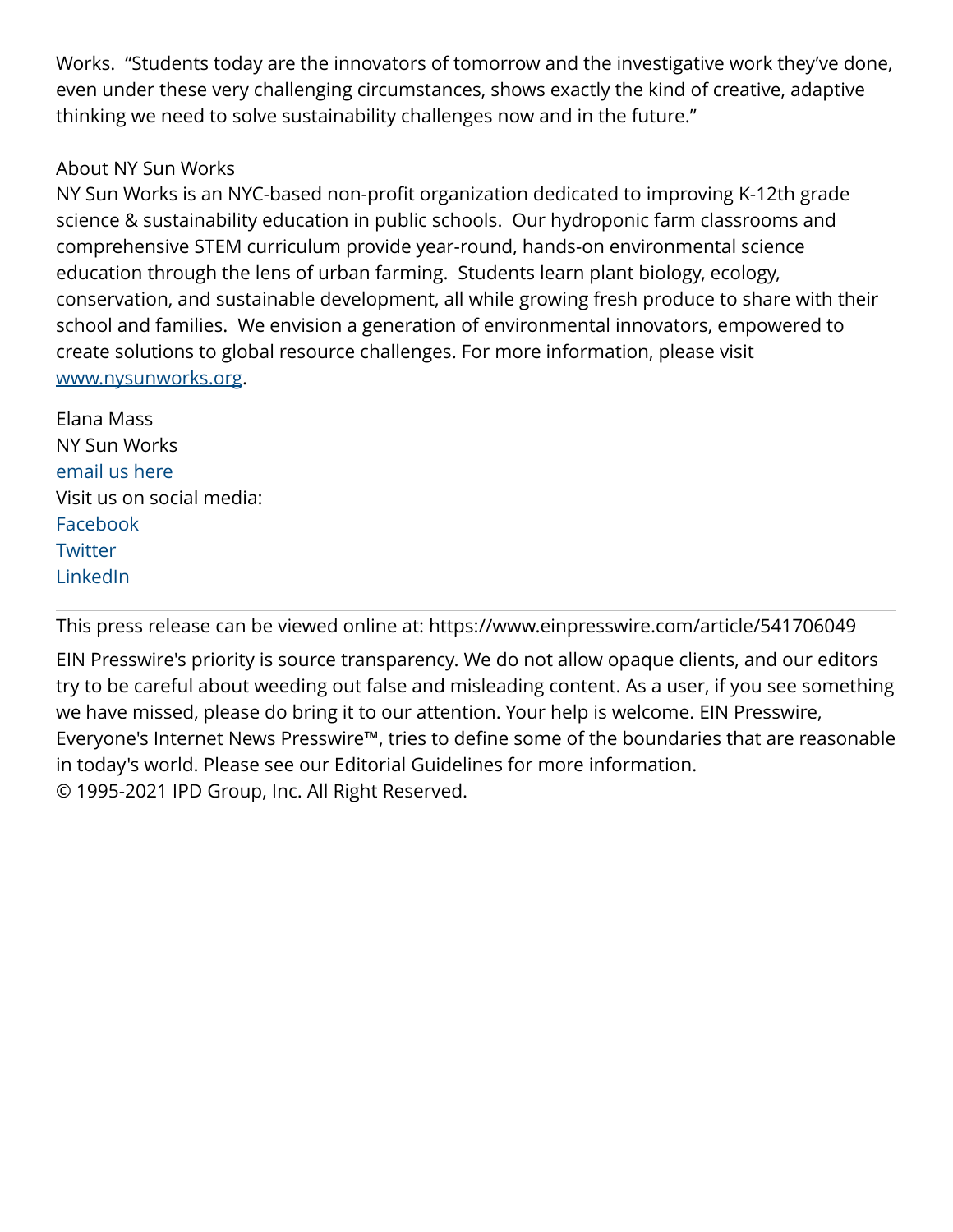Works.  “Students today are the innovators of tomorrow and the investigative work they’ve done, even under these very challenging circumstances, shows exactly the kind of creative, adaptive thinking we need to solve sustainability challenges now and in the future.”

About NY Sun Works

NY Sun Works is an NYC-based non-profit organization dedicated to improving K-12th grade science & sustainability education in public schools.  Our hydroponic farm classrooms and comprehensive STEM curriculum provide year-round, hands-on environmental science education through the lens of urban farming.  Students learn plant biology, ecology, conservation, and sustainable development, all while growing fresh produce to share with their school and families.  We envision a generation of environmental innovators, empowered to create solutions to global resource challenges. For more information, please visit www.nysunworks.org.

Elana Mass
NY Sun Works
email us here
Visit us on social media:
Facebook
Twitter
LinkedIn

---

This press release can be viewed online at: https://www.einpresswire.com/article/541706049

EIN Presswire's priority is source transparency. We do not allow opaque clients, and our editors try to be careful about weeding out false and misleading content. As a user, if you see something we have missed, please do bring it to our attention. Your help is welcome. EIN Presswire, Everyone's Internet News Presswire™, tries to define some of the boundaries that are reasonable in today's world. Please see our Editorial Guidelines for more information.
© 1995-2021 IPD Group, Inc. All Right Reserved.